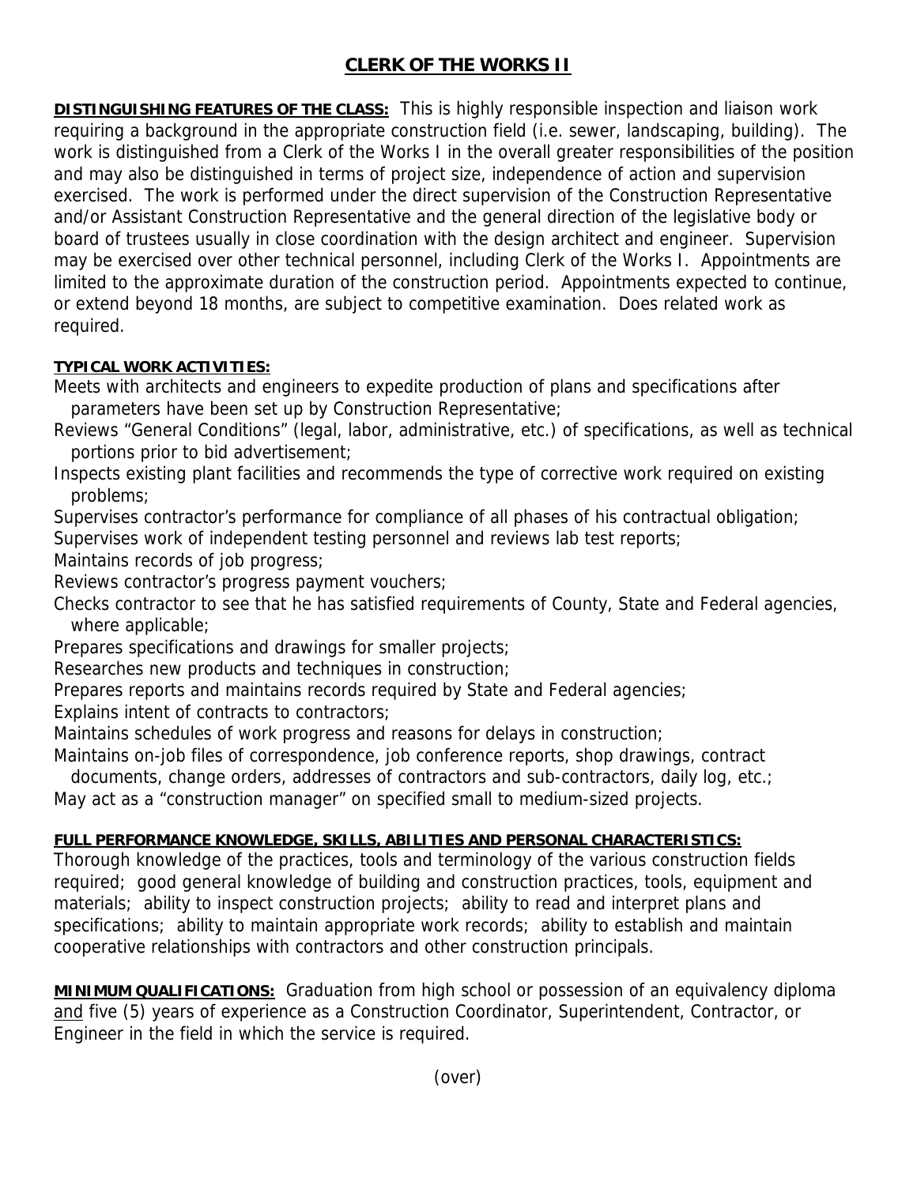# CLERK OF THE WORKS II

**DISTINGUISHING FEATURES OF THE CLASS:** This is highly responsible inspection and liaison work requiring a background in the appropriate construction field (i.e. sewer, landscaping, building). The work is distinguished from a Clerk of the Works I in the overall greater responsibilities of the position and may also be distinguished in terms of project size, independence of action and supervision exercised. The work is performed under the direct supervision of the Construction Representative and/or Assistant Construction Representative and the general direction of the legislative body or board of trustees usually in close coordination with the design architect and engineer. Supervision may be exercised over other technical personnel, including Clerk of the Works I. Appointments are limited to the approximate duration of the construction period. Appointments expected to continue, or extend beyond 18 months, are subject to competitive examination. Does related work as required.

**TYPICAL WORK ACTIVITIES:**

Meets with architects and engineers to expedite production of plans and specifications after parameters have been set up by Construction Representative;

Reviews "General Conditions" (legal, labor, administrative, etc.) of specifications, as well as technical portions prior to bid advertisement;

Inspects existing plant facilities and recommends the type of corrective work required on existing problems;

Supervises contractor's performance for compliance of all phases of his contractual obligation;

Supervises work of independent testing personnel and reviews lab test reports;

Maintains records of job progress;

Reviews contractor's progress payment vouchers;

Checks contractor to see that he has satisfied requirements of County, State and Federal agencies, where applicable;

Prepares specifications and drawings for smaller projects;

Researches new products and techniques in construction;

Prepares reports and maintains records required by State and Federal agencies;

Explains intent of contracts to contractors;

Maintains schedules of work progress and reasons for delays in construction;

Maintains on-job files of correspondence, job conference reports, shop drawings, contract documents, change orders, addresses of contractors and sub-contractors, daily log, etc.;

May act as a "construction manager" on specified small to medium-sized projects.

**FULL PERFORMANCE KNOWLEDGE, SKILLS, ABILITIES AND PERSONAL CHARACTERISTICS:**

Thorough knowledge of the practices, tools and terminology of the various construction fields required; good general knowledge of building and construction practices, tools, equipment and materials; ability to inspect construction projects; ability to read and interpret plans and specifications; ability to maintain appropriate work records; ability to establish and maintain cooperative relationships with contractors and other construction principals.

**MINIMUM QUALIFICATIONS:** Graduation from high school or possession of an equivalency diploma <u>and</u> five (5) years of experience as a Construction Coordinator, Superintendent, Contractor, or Engineer in the field in which the service is required.

(over)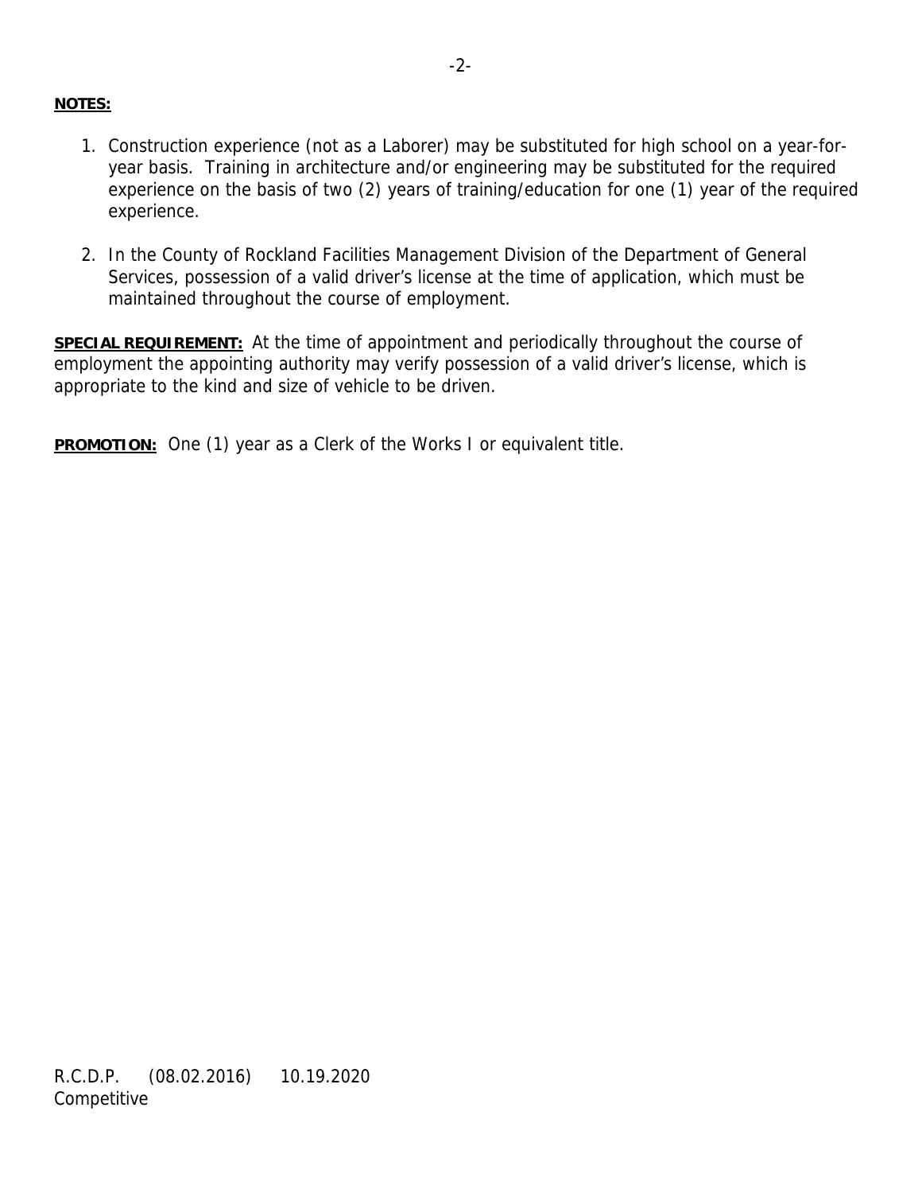**NOTES:**

1. Construction experience (not as a Laborer) may be substituted for high school on a year-for-year basis. Training in architecture and/or engineering may be substituted for the required experience on the basis of two (2) years of training/education for one (1) year of the required experience.

2. In the County of Rockland Facilities Management Division of the Department of General Services, possession of a valid driver's license at the time of application, which must be maintained throughout the course of employment.

**SPECIAL REQUIREMENT:** At the time of appointment and periodically throughout the course of employment the appointing authority may verify possession of a valid driver's license, which is appropriate to the kind and size of vehicle to be driven.

**PROMOTION:** One (1) year as a Clerk of the Works I or equivalent title.

R.C.D.P. (08.02.2016) 10.19.2020
Competitive